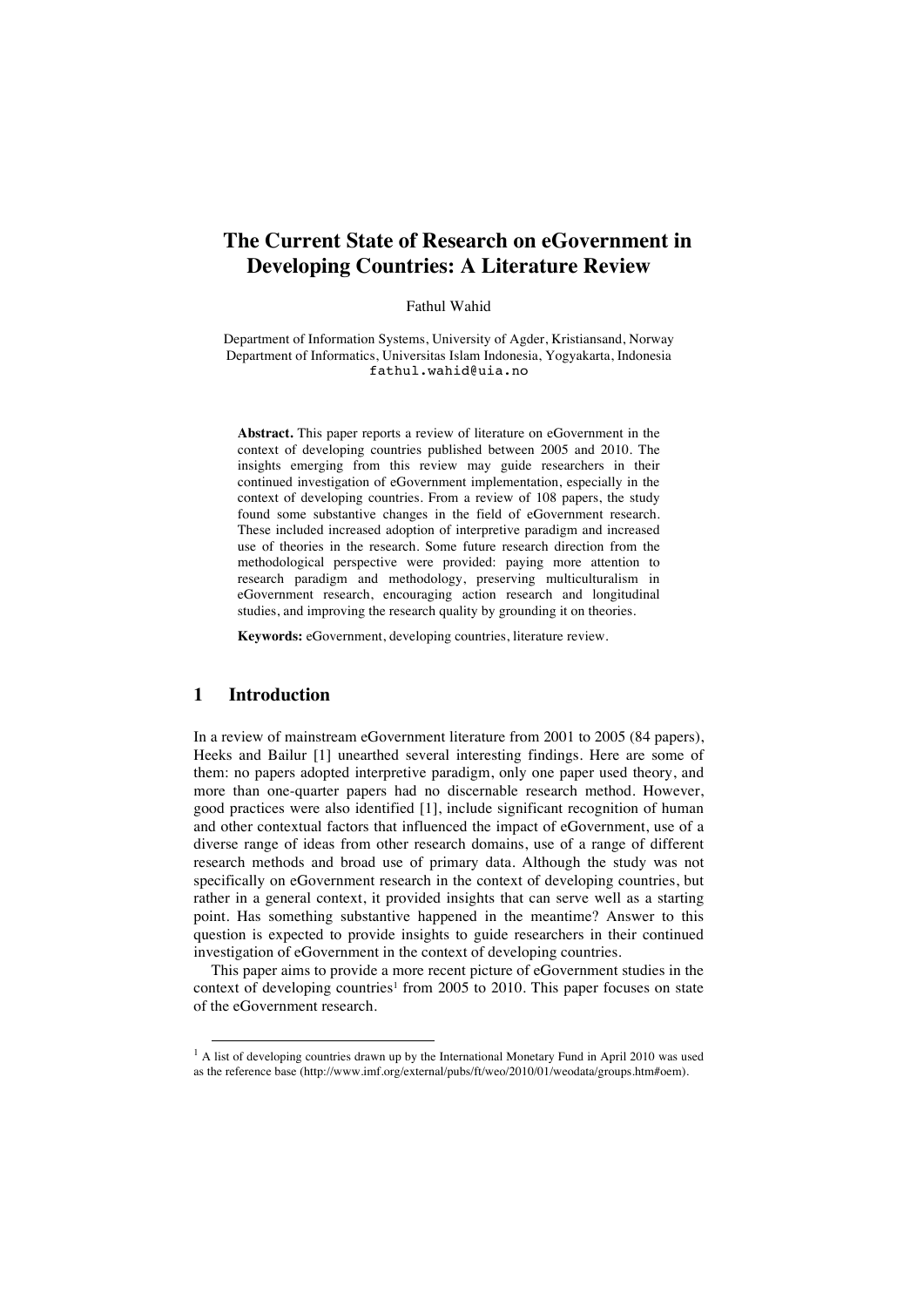// Title
# The Current State of Research on eGovernment in Developing Countries: A Literature Review

Fathul Wahid

Department of Information Systems, University of Agder, Kristiansand, Norway
Department of Informatics, Universitas Islam Indonesia, Yogyakarta, Indonesia
fathul.wahid@uia.no

**Abstract.** This paper reports a review of literature on eGovernment in the context of developing countries published between 2005 and 2010. The insights emerging from this review may guide researchers in their continued investigation of eGovernment implementation, especially in the context of developing countries. From a review of 108 papers, the study found some substantive changes in the field of eGovernment research. These included increased adoption of interpretive paradigm and increased use of theories in the research. Some future research direction from the methodological perspective were provided: paying more attention to research paradigm and methodology, preserving multiculturalism in eGovernment research, encouraging action research and longitudinal studies, and improving the research quality by grounding it on theories.

**Keywords:** eGovernment, developing countries, literature review.

## 1 Introduction

In a review of mainstream eGovernment literature from 2001 to 2005 (84 papers), Heeks and Bailur [1] unearthed several interesting findings. Here are some of them: no papers adopted interpretive paradigm, only one paper used theory, and more than one-quarter papers had no discernable research method. However, good practices were also identified [1], include significant recognition of human and other contextual factors that influenced the impact of eGovernment, use of a diverse range of ideas from other research domains, use of a range of different research methods and broad use of primary data. Although the study was not specifically on eGovernment research in the context of developing countries, but rather in a general context, it provided insights that can serve well as a starting point. Has something substantive happened in the meantime? Answer to this question is expected to provide insights to guide researchers in their continued investigation of eGovernment in the context of developing countries.

This paper aims to provide a more recent picture of eGovernment studies in the context of developing countries[1] from 2005 to 2010. This paper focuses on state of the eGovernment research.

[1] A list of developing countries drawn up by the International Monetary Fund in April 2010 was used as the reference base (http://www.imf.org/external/pubs/ft/weo/2010/01/weodata/groups.htm#oem).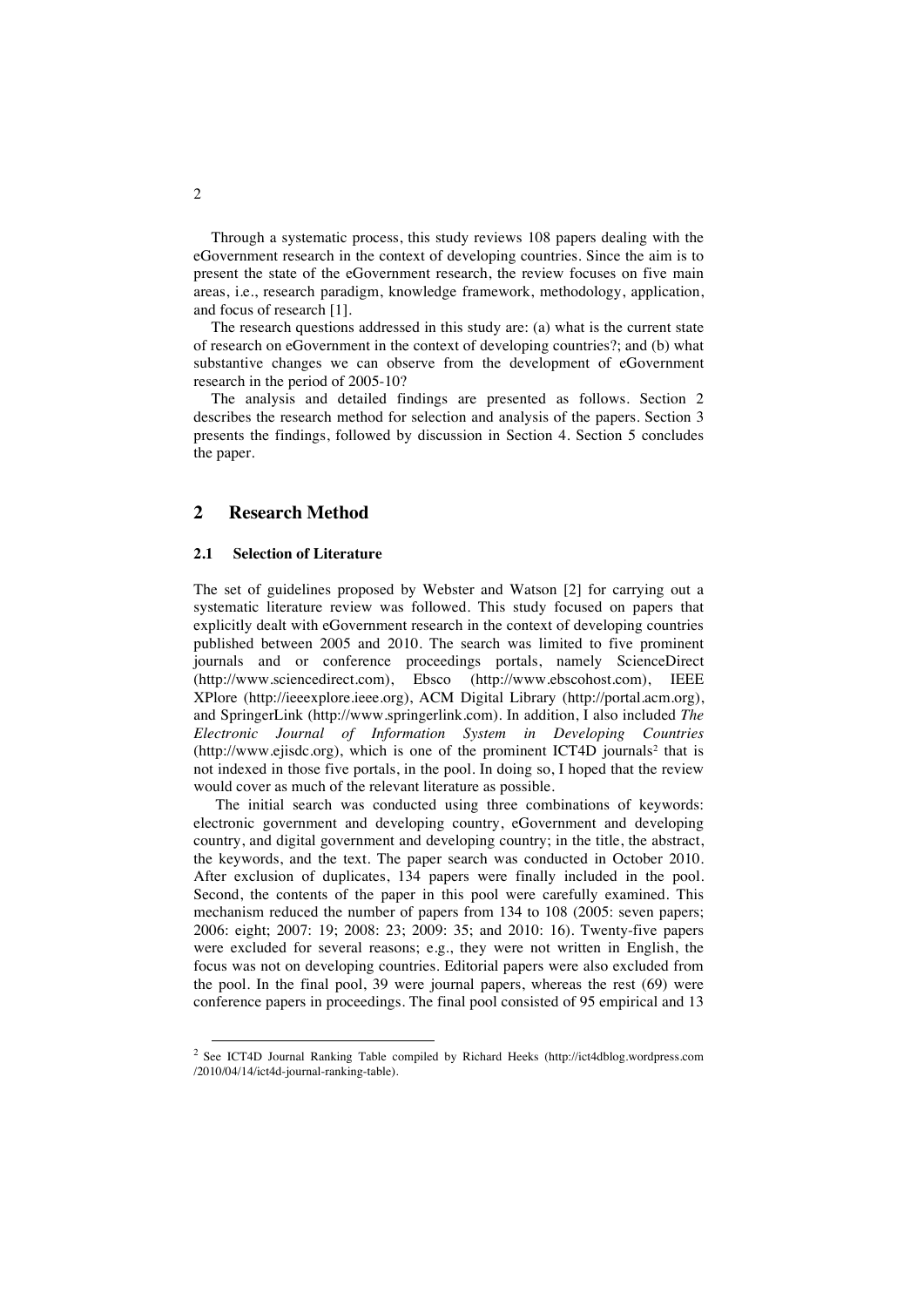Through a systematic process, this study reviews 108 papers dealing with the eGovernment research in the context of developing countries. Since the aim is to present the state of the eGovernment research, the review focuses on five main areas, i.e., research paradigm, knowledge framework, methodology, application, and focus of research [1].

The research questions addressed in this study are: (a) what is the current state of research on eGovernment in the context of developing countries?; and (b) what substantive changes we can observe from the development of eGovernment research in the period of 2005-10?

The analysis and detailed findings are presented as follows. Section 2 describes the research method for selection and analysis of the papers. Section 3 presents the findings, followed by discussion in Section 4. Section 5 concludes the paper.

## 2 Research Method

### 2.1 Selection of Literature

The set of guidelines proposed by Webster and Watson [2] for carrying out a systematic literature review was followed. This study focused on papers that explicitly dealt with eGovernment research in the context of developing countries published between 2005 and 2010. The search was limited to five prominent journals and or conference proceedings portals, namely ScienceDirect (http://www.sciencedirect.com), Ebsco (http://www.ebscohost.com), IEEE XPlore (http://ieeexplore.ieee.org), ACM Digital Library (http://portal.acm.org), and SpringerLink (http://www.springerlink.com). In addition, I also included *The Electronic Journal of Information System in Developing Countries* (http://www.ejisdc.org), which is one of the prominent ICT4D journals[2] that is not indexed in those five portals, in the pool. In doing so, I hoped that the review would cover as much of the relevant literature as possible.

The initial search was conducted using three combinations of keywords: electronic government and developing country, eGovernment and developing country, and digital government and developing country; in the title, the abstract, the keywords, and the text. The paper search was conducted in October 2010. After exclusion of duplicates, 134 papers were finally included in the pool. Second, the contents of the paper in this pool were carefully examined. This mechanism reduced the number of papers from 134 to 108 (2005: seven papers; 2006: eight; 2007: 19; 2008: 23; 2009: 35; and 2010: 16). Twenty-five papers were excluded for several reasons; e.g., they were not written in English, the focus was not on developing countries. Editorial papers were also excluded from the pool. In the final pool, 39 were journal papers, whereas the rest (69) were conference papers in proceedings. The final pool consisted of 95 empirical and 13

[2] See ICT4D Journal Ranking Table compiled by Richard Heeks (http://ict4dblog.wordpress.com /2010/04/14/ict4d-journal-ranking-table).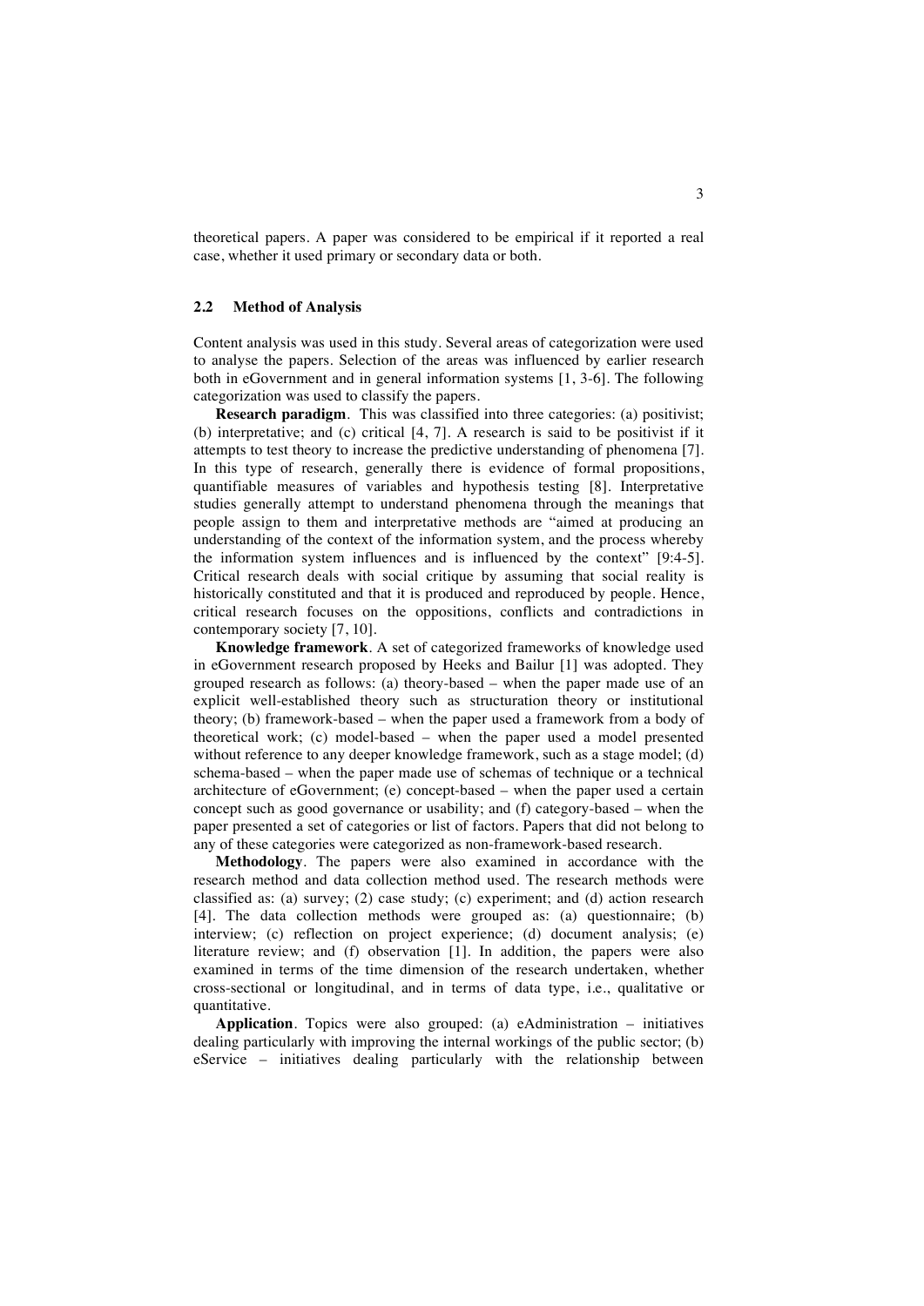theoretical papers. A paper was considered to be empirical if it reported a real case, whether it used primary or secondary data or both.

### 2.2 Method of Analysis

Content analysis was used in this study. Several areas of categorization were used to analyse the papers. Selection of the areas was influenced by earlier research both in eGovernment and in general information systems [1, 3-6]. The following categorization was used to classify the papers.

**Research paradigm**. This was classified into three categories: (a) positivist; (b) interpretative; and (c) critical [4, 7]. A research is said to be positivist if it attempts to test theory to increase the predictive understanding of phenomena [7]. In this type of research, generally there is evidence of formal propositions, quantifiable measures of variables and hypothesis testing [8]. Interpretative studies generally attempt to understand phenomena through the meanings that people assign to them and interpretative methods are "aimed at producing an understanding of the context of the information system, and the process whereby the information system influences and is influenced by the context" [9:4-5]. Critical research deals with social critique by assuming that social reality is historically constituted and that it is produced and reproduced by people. Hence, critical research focuses on the oppositions, conflicts and contradictions in contemporary society [7, 10].

**Knowledge framework**. A set of categorized frameworks of knowledge used in eGovernment research proposed by Heeks and Bailur [1] was adopted. They grouped research as follows: (a) theory-based – when the paper made use of an explicit well-established theory such as structuration theory or institutional theory; (b) framework-based – when the paper used a framework from a body of theoretical work; (c) model-based – when the paper used a model presented without reference to any deeper knowledge framework, such as a stage model; (d) schema-based – when the paper made use of schemas of technique or a technical architecture of eGovernment; (e) concept-based – when the paper used a certain concept such as good governance or usability; and (f) category-based – when the paper presented a set of categories or list of factors. Papers that did not belong to any of these categories were categorized as non-framework-based research.

**Methodology**. The papers were also examined in accordance with the research method and data collection method used. The research methods were classified as: (a) survey; (2) case study; (c) experiment; and (d) action research [4]. The data collection methods were grouped as: (a) questionnaire; (b) interview; (c) reflection on project experience; (d) document analysis; (e) literature review; and (f) observation [1]. In addition, the papers were also examined in terms of the time dimension of the research undertaken, whether cross-sectional or longitudinal, and in terms of data type, i.e., qualitative or quantitative.

**Application**. Topics were also grouped: (a) eAdministration – initiatives dealing particularly with improving the internal workings of the public sector; (b) eService – initiatives dealing particularly with the relationship between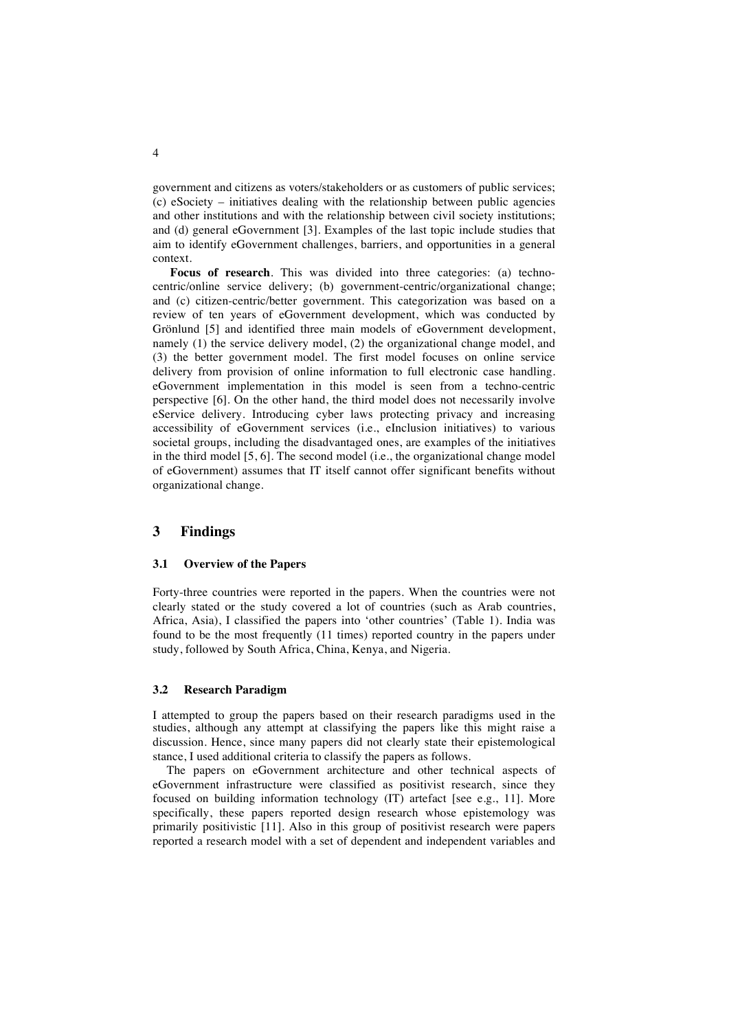government and citizens as voters/stakeholders or as customers of public services; (c) eSociety – initiatives dealing with the relationship between public agencies and other institutions and with the relationship between civil society institutions; and (d) general eGovernment [3]. Examples of the last topic include studies that aim to identify eGovernment challenges, barriers, and opportunities in a general context.

**Focus of research**. This was divided into three categories: (a) techno-centric/online service delivery; (b) government-centric/organizational change; and (c) citizen-centric/better government. This categorization was based on a review of ten years of eGovernment development, which was conducted by Grönlund [5] and identified three main models of eGovernment development, namely (1) the service delivery model, (2) the organizational change model, and (3) the better government model. The first model focuses on online service delivery from provision of online information to full electronic case handling. eGovernment implementation in this model is seen from a techno-centric perspective [6]. On the other hand, the third model does not necessarily involve eService delivery. Introducing cyber laws protecting privacy and increasing accessibility of eGovernment services (i.e., eInclusion initiatives) to various societal groups, including the disadvantaged ones, are examples of the initiatives in the third model [5, 6]. The second model (i.e., the organizational change model of eGovernment) assumes that IT itself cannot offer significant benefits without organizational change.

## 3 Findings

### 3.1 Overview of the Papers

Forty-three countries were reported in the papers. When the countries were not clearly stated or the study covered a lot of countries (such as Arab countries, Africa, Asia), I classified the papers into 'other countries' (Table 1). India was found to be the most frequently (11 times) reported country in the papers under study, followed by South Africa, China, Kenya, and Nigeria.

### 3.2 Research Paradigm

I attempted to group the papers based on their research paradigms used in the studies, although any attempt at classifying the papers like this might raise a discussion. Hence, since many papers did not clearly state their epistemological stance, I used additional criteria to classify the papers as follows.

The papers on eGovernment architecture and other technical aspects of eGovernment infrastructure were classified as positivist research, since they focused on building information technology (IT) artefact [see e.g., 11]. More specifically, these papers reported design research whose epistemology was primarily positivistic [11]. Also in this group of positivist research were papers reported a research model with a set of dependent and independent variables and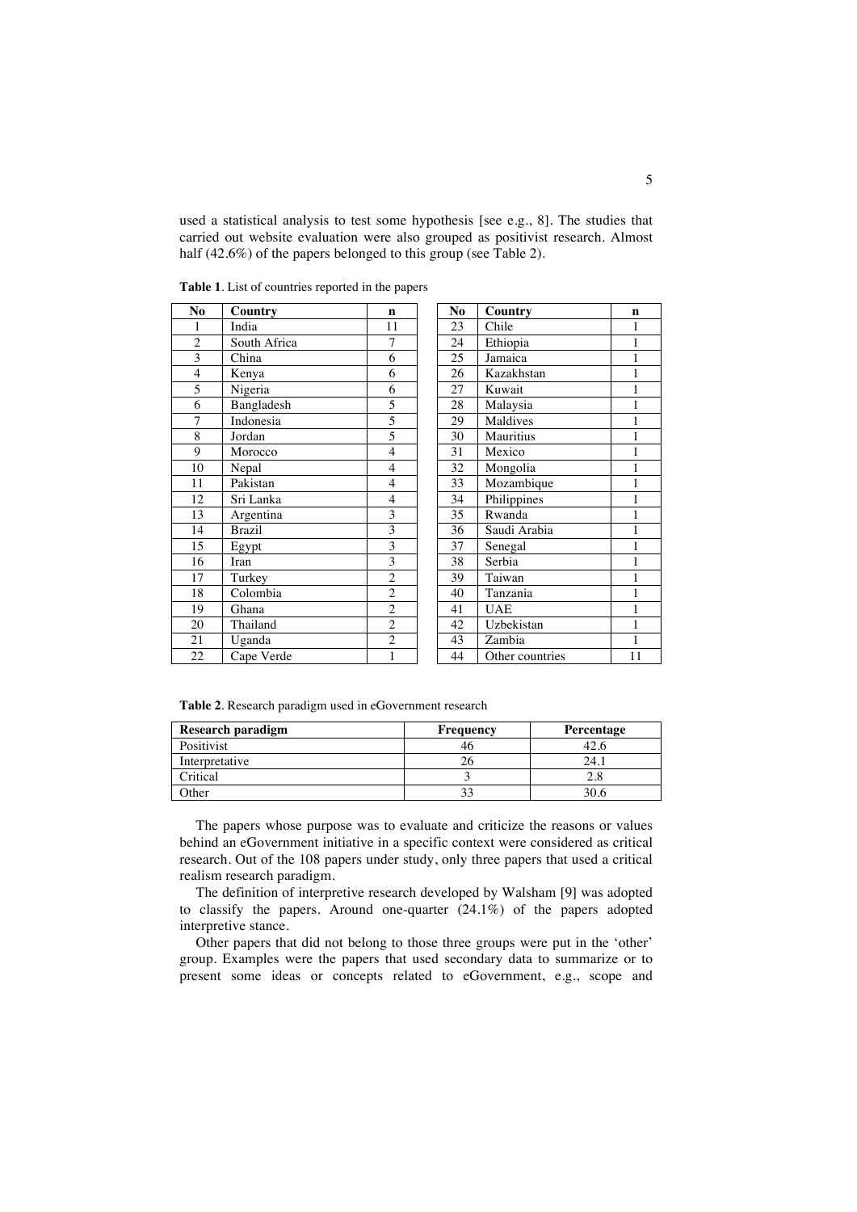used a statistical analysis to test some hypothesis [see e.g., 8]. The studies that carried out website evaluation were also grouped as positivist research. Almost half (42.6%) of the papers belonged to this group (see Table 2).

**Table 1**. List of countries reported in the papers

| No | Country | n | No | Country | n |
|---|---|---|---|---|---|
| 1 | India | 11 | 23 | Chile | 1 |
| 2 | South Africa | 7 | 24 | Ethiopia | 1 |
| 3 | China | 6 | 25 | Jamaica | 1 |
| 4 | Kenya | 6 | 26 | Kazakhstan | 1 |
| 5 | Nigeria | 6 | 27 | Kuwait | 1 |
| 6 | Bangladesh | 5 | 28 | Malaysia | 1 |
| 7 | Indonesia | 5 | 29 | Maldives | 1 |
| 8 | Jordan | 5 | 30 | Mauritius | 1 |
| 9 | Morocco | 4 | 31 | Mexico | 1 |
| 10 | Nepal | 4 | 32 | Mongolia | 1 |
| 11 | Pakistan | 4 | 33 | Mozambique | 1 |
| 12 | Sri Lanka | 4 | 34 | Philippines | 1 |
| 13 | Argentina | 3 | 35 | Rwanda | 1 |
| 14 | Brazil | 3 | 36 | Saudi Arabia | 1 |
| 15 | Egypt | 3 | 37 | Senegal | 1 |
| 16 | Iran | 3 | 38 | Serbia | 1 |
| 17 | Turkey | 2 | 39 | Taiwan | 1 |
| 18 | Colombia | 2 | 40 | Tanzania | 1 |
| 19 | Ghana | 2 | 41 | UAE | 1 |
| 20 | Thailand | 2 | 42 | Uzbekistan | 1 |
| 21 | Uganda | 2 | 43 | Zambia | 1 |
| 22 | Cape Verde | 1 | 44 | Other countries | 11 |

**Table 2**. Research paradigm used in eGovernment research

| Research paradigm | Frequency | Percentage |
|---|---|---|
| Positivist | 46 | 42.6 |
| Interpretative | 26 | 24.1 |
| Critical | 3 | 2.8 |
| Other | 33 | 30.6 |

The papers whose purpose was to evaluate and criticize the reasons or values behind an eGovernment initiative in a specific context were considered as critical research. Out of the 108 papers under study, only three papers that used a critical realism research paradigm.

The definition of interpretive research developed by Walsham [9] was adopted to classify the papers. Around one-quarter (24.1%) of the papers adopted interpretive stance.

Other papers that did not belong to those three groups were put in the 'other' group. Examples were the papers that used secondary data to summarize or to present some ideas or concepts related to eGovernment, e.g., scope and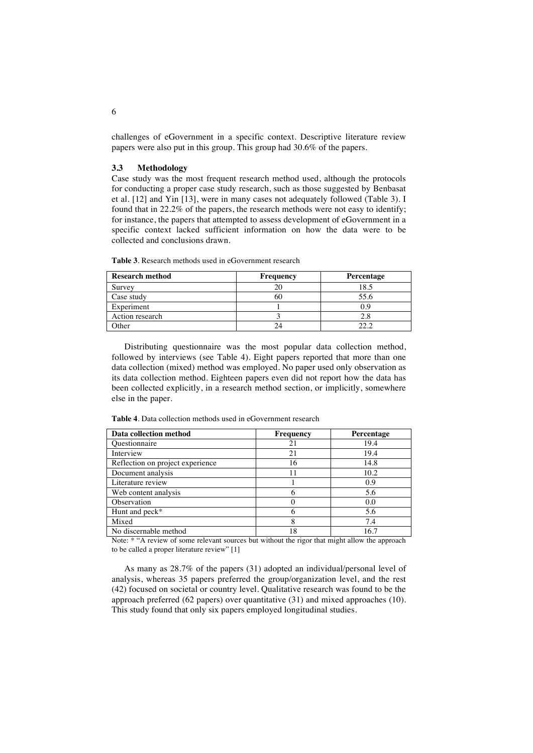challenges of eGovernment in a specific context. Descriptive literature review papers were also put in this group. This group had 30.6% of the papers.

### 3.3 Methodology

Case study was the most frequent research method used, although the protocols for conducting a proper case study research, such as those suggested by Benbasat et al. [12] and Yin [13], were in many cases not adequately followed (Table 3). I found that in 22.2% of the papers, the research methods were not easy to identify; for instance, the papers that attempted to assess development of eGovernment in a specific context lacked sufficient information on how the data were to be collected and conclusions drawn.

**Table 3**. Research methods used in eGovernment research

| Research method | Frequency | Percentage |
|---|---|---|
| Survey | 20 | 18.5 |
| Case study | 60 | 55.6 |
| Experiment | 1 | 0.9 |
| Action research | 3 | 2.8 |
| Other | 24 | 22.2 |

Distributing questionnaire was the most popular data collection method, followed by interviews (see Table 4). Eight papers reported that more than one data collection (mixed) method was employed. No paper used only observation as its data collection method. Eighteen papers even did not report how the data has been collected explicitly, in a research method section, or implicitly, somewhere else in the paper.

**Table 4**. Data collection methods used in eGovernment research

| Data collection method | Frequency | Percentage |
|---|---|---|
| Questionnaire | 21 | 19.4 |
| Interview | 21 | 19.4 |
| Reflection on project experience | 16 | 14.8 |
| Document analysis | 11 | 10.2 |
| Literature review | 1 | 0.9 |
| Web content analysis | 6 | 5.6 |
| Observation | 0 | 0.0 |
| Hunt and peck* | 6 | 5.6 |
| Mixed | 8 | 7.4 |
| No discernable method | 18 | 16.7 |

Note: * "A review of some relevant sources but without the rigor that might allow the approach to be called a proper literature review" [1]

As many as 28.7% of the papers (31) adopted an individual/personal level of analysis, whereas 35 papers preferred the group/organization level, and the rest (42) focused on societal or country level. Qualitative research was found to be the approach preferred (62 papers) over quantitative (31) and mixed approaches (10). This study found that only six papers employed longitudinal studies.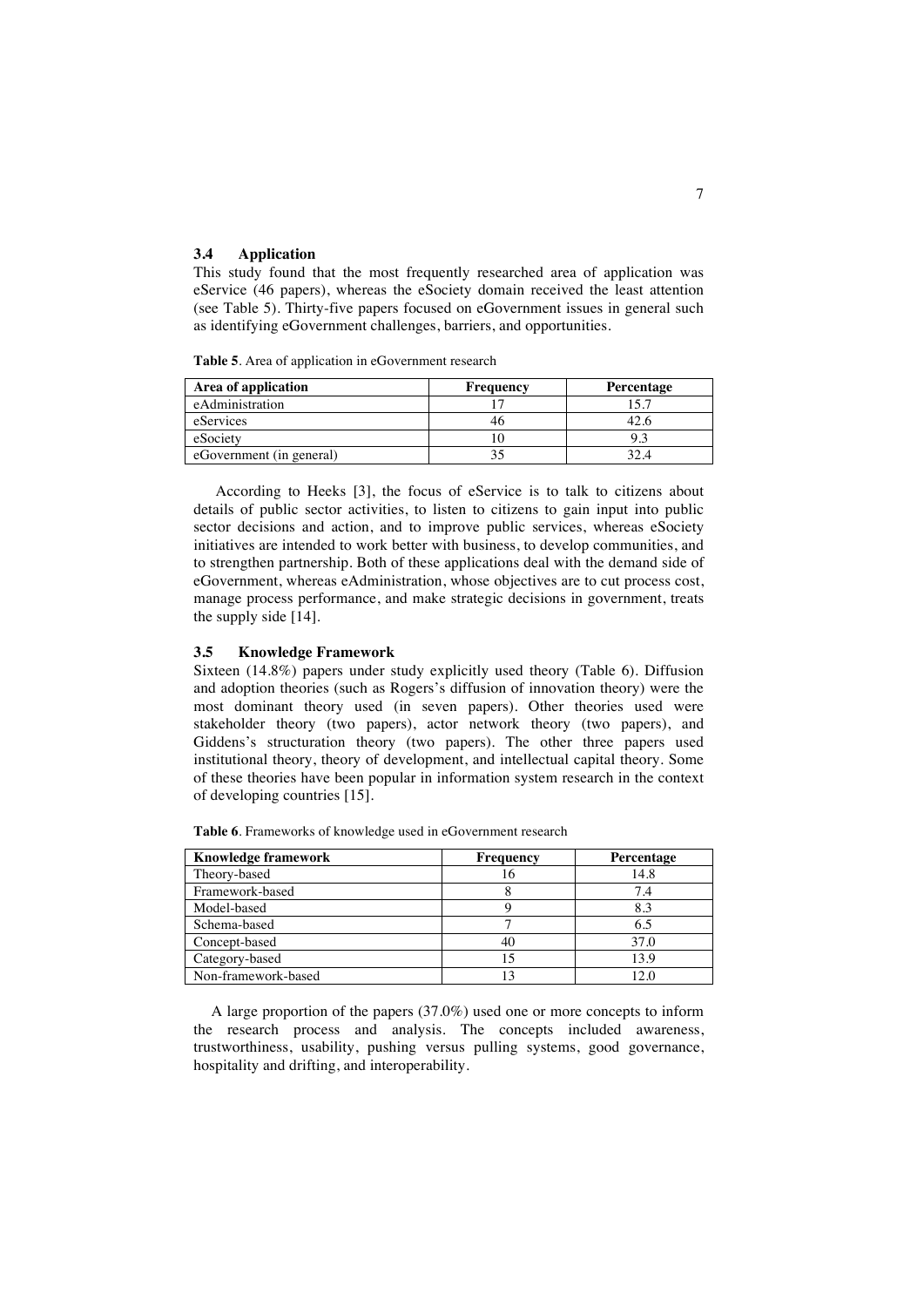### 3.4 Application

This study found that the most frequently researched area of application was eService (46 papers), whereas the eSociety domain received the least attention (see Table 5). Thirty-five papers focused on eGovernment issues in general such as identifying eGovernment challenges, barriers, and opportunities.

**Table 5**. Area of application in eGovernment research

| Area of application | Frequency | Percentage |
|---|---|---|
| eAdministration | 17 | 15.7 |
| eServices | 46 | 42.6 |
| eSociety | 10 | 9.3 |
| eGovernment (in general) | 35 | 32.4 |

According to Heeks [3], the focus of eService is to talk to citizens about details of public sector activities, to listen to citizens to gain input into public sector decisions and action, and to improve public services, whereas eSociety initiatives are intended to work better with business, to develop communities, and to strengthen partnership. Both of these applications deal with the demand side of eGovernment, whereas eAdministration, whose objectives are to cut process cost, manage process performance, and make strategic decisions in government, treats the supply side [14].

### 3.5 Knowledge Framework

Sixteen (14.8%) papers under study explicitly used theory (Table 6). Diffusion and adoption theories (such as Rogers's diffusion of innovation theory) were the most dominant theory used (in seven papers). Other theories used were stakeholder theory (two papers), actor network theory (two papers), and Giddens's structuration theory (two papers). The other three papers used institutional theory, theory of development, and intellectual capital theory. Some of these theories have been popular in information system research in the context of developing countries [15].

**Table 6**. Frameworks of knowledge used in eGovernment research

| Knowledge framework | Frequency | Percentage |
|---|---|---|
| Theory-based | 16 | 14.8 |
| Framework-based | 8 | 7.4 |
| Model-based | 9 | 8.3 |
| Schema-based | 7 | 6.5 |
| Concept-based | 40 | 37.0 |
| Category-based | 15 | 13.9 |
| Non-framework-based | 13 | 12.0 |

A large proportion of the papers (37.0%) used one or more concepts to inform the research process and analysis. The concepts included awareness, trustworthiness, usability, pushing versus pulling systems, good governance, hospitality and drifting, and interoperability.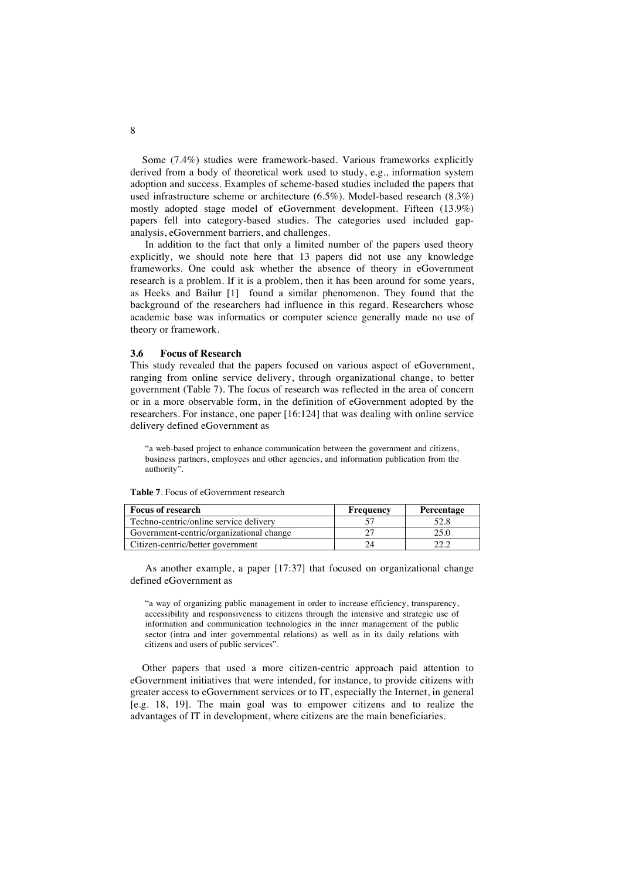Some (7.4%) studies were framework-based. Various frameworks explicitly derived from a body of theoretical work used to study, e.g., information system adoption and success. Examples of scheme-based studies included the papers that used infrastructure scheme or architecture (6.5%). Model-based research (8.3%) mostly adopted stage model of eGovernment development. Fifteen (13.9%) papers fell into category-based studies. The categories used included gap-analysis, eGovernment barriers, and challenges.

In addition to the fact that only a limited number of the papers used theory explicitly, we should note here that 13 papers did not use any knowledge frameworks. One could ask whether the absence of theory in eGovernment research is a problem. If it is a problem, then it has been around for some years, as Heeks and Bailur [1] found a similar phenomenon. They found that the background of the researchers had influence in this regard. Researchers whose academic base was informatics or computer science generally made no use of theory or framework.

### 3.6 Focus of Research

This study revealed that the papers focused on various aspect of eGovernment, ranging from online service delivery, through organizational change, to better government (Table 7). The focus of research was reflected in the area of concern or in a more observable form, in the definition of eGovernment adopted by the researchers. For instance, one paper [16:124] that was dealing with online service delivery defined eGovernment as

> "a web-based project to enhance communication between the government and citizens, business partners, employees and other agencies, and information publication from the authority".

**Table 7**. Focus of eGovernment research

| Focus of research | Frequency | Percentage |
|---|---|---|
| Techno-centric/online service delivery | 57 | 52.8 |
| Government-centric/organizational change | 27 | 25.0 |
| Citizen-centric/better government | 24 | 22.2 |

As another example, a paper [17:37] that focused on organizational change defined eGovernment as

> "a way of organizing public management in order to increase efficiency, transparency, accessibility and responsiveness to citizens through the intensive and strategic use of information and communication technologies in the inner management of the public sector (intra and inter governmental relations) as well as in its daily relations with citizens and users of public services".

Other papers that used a more citizen-centric approach paid attention to eGovernment initiatives that were intended, for instance, to provide citizens with greater access to eGovernment services or to IT, especially the Internet, in general [e.g. 18, 19]. The main goal was to empower citizens and to realize the advantages of IT in development, where citizens are the main beneficiaries.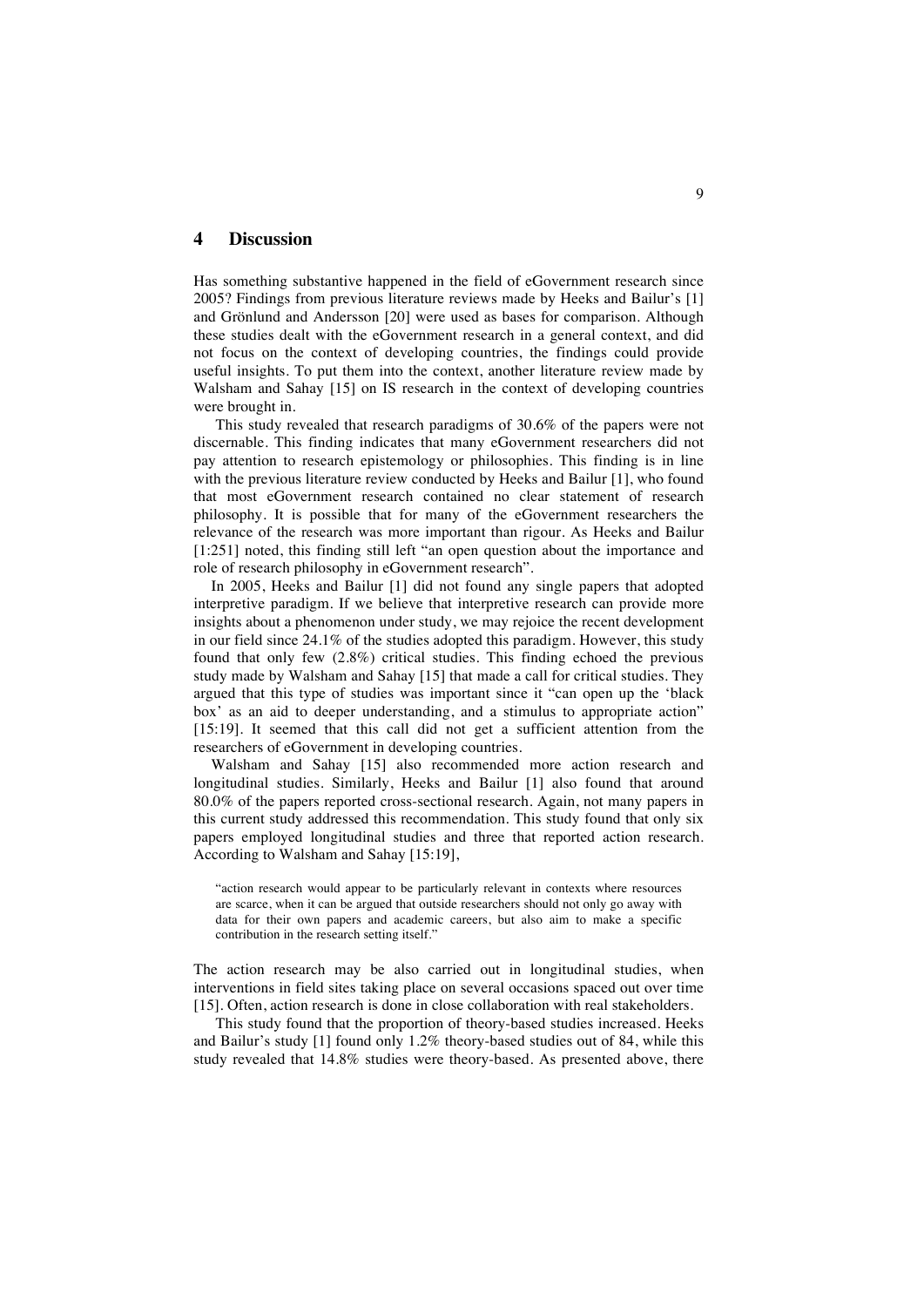## 4 Discussion

Has something substantive happened in the field of eGovernment research since 2005? Findings from previous literature reviews made by Heeks and Bailur's [1] and Grönlund and Andersson [20] were used as bases for comparison. Although these studies dealt with the eGovernment research in a general context, and did not focus on the context of developing countries, the findings could provide useful insights. To put them into the context, another literature review made by Walsham and Sahay [15] on IS research in the context of developing countries were brought in.

This study revealed that research paradigms of 30.6% of the papers were not discernable. This finding indicates that many eGovernment researchers did not pay attention to research epistemology or philosophies. This finding is in line with the previous literature review conducted by Heeks and Bailur [1], who found that most eGovernment research contained no clear statement of research philosophy. It is possible that for many of the eGovernment researchers the relevance of the research was more important than rigour. As Heeks and Bailur [1:251] noted, this finding still left "an open question about the importance and role of research philosophy in eGovernment research".

In 2005, Heeks and Bailur [1] did not found any single papers that adopted interpretive paradigm. If we believe that interpretive research can provide more insights about a phenomenon under study, we may rejoice the recent development in our field since 24.1% of the studies adopted this paradigm. However, this study found that only few (2.8%) critical studies. This finding echoed the previous study made by Walsham and Sahay [15] that made a call for critical studies. They argued that this type of studies was important since it "can open up the 'black box' as an aid to deeper understanding, and a stimulus to appropriate action" [15:19]. It seemed that this call did not get a sufficient attention from the researchers of eGovernment in developing countries.

Walsham and Sahay [15] also recommended more action research and longitudinal studies. Similarly, Heeks and Bailur [1] also found that around 80.0% of the papers reported cross-sectional research. Again, not many papers in this current study addressed this recommendation. This study found that only six papers employed longitudinal studies and three that reported action research. According to Walsham and Sahay [15:19],

> "action research would appear to be particularly relevant in contexts where resources are scarce, when it can be argued that outside researchers should not only go away with data for their own papers and academic careers, but also aim to make a specific contribution in the research setting itself."

The action research may be also carried out in longitudinal studies, when interventions in field sites taking place on several occasions spaced out over time [15]. Often, action research is done in close collaboration with real stakeholders.

This study found that the proportion of theory-based studies increased. Heeks and Bailur's study [1] found only 1.2% theory-based studies out of 84, while this study revealed that 14.8% studies were theory-based. As presented above, there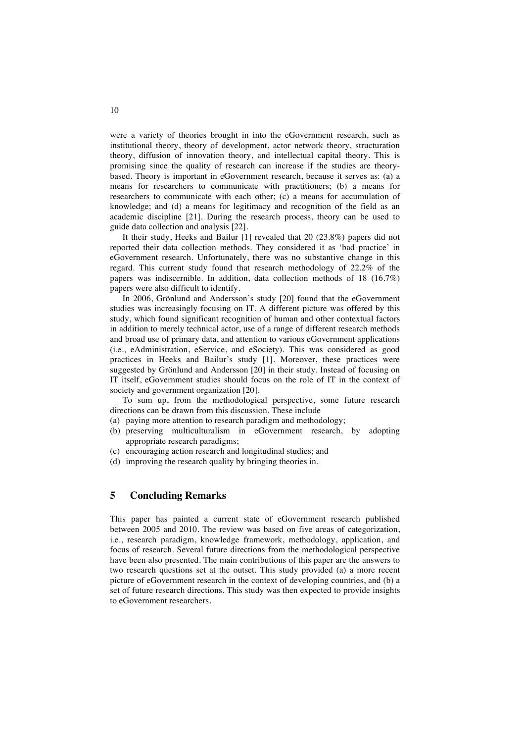were a variety of theories brought in into the eGovernment research, such as institutional theory, theory of development, actor network theory, structuration theory, diffusion of innovation theory, and intellectual capital theory. This is promising since the quality of research can increase if the studies are theory-based. Theory is important in eGovernment research, because it serves as: (a) a means for researchers to communicate with practitioners; (b) a means for researchers to communicate with each other; (c) a means for accumulation of knowledge; and (d) a means for legitimacy and recognition of the field as an academic discipline [21]. During the research process, theory can be used to guide data collection and analysis [22].

It their study, Heeks and Bailur [1] revealed that 20 (23.8%) papers did not reported their data collection methods. They considered it as 'bad practice' in eGovernment research. Unfortunately, there was no substantive change in this regard. This current study found that research methodology of 22.2% of the papers was indiscernible. In addition, data collection methods of 18 (16.7%) papers were also difficult to identify.

In 2006, Grönlund and Andersson's study [20] found that the eGovernment studies was increasingly focusing on IT. A different picture was offered by this study, which found significant recognition of human and other contextual factors in addition to merely technical actor, use of a range of different research methods and broad use of primary data, and attention to various eGovernment applications (i.e., eAdministration, eService, and eSociety). This was considered as good practices in Heeks and Bailur's study [1]. Moreover, these practices were suggested by Grönlund and Andersson [20] in their study. Instead of focusing on IT itself, eGovernment studies should focus on the role of IT in the context of society and government organization [20].

To sum up, from the methodological perspective, some future research directions can be drawn from this discussion. These include

(a) paying more attention to research paradigm and methodology;
(b) preserving multiculturalism in eGovernment research, by adopting appropriate research paradigms;
(c) encouraging action research and longitudinal studies; and
(d) improving the research quality by bringing theories in.

## 5 Concluding Remarks

This paper has painted a current state of eGovernment research published between 2005 and 2010. The review was based on five areas of categorization, i.e., research paradigm, knowledge framework, methodology, application, and focus of research. Several future directions from the methodological perspective have been also presented. The main contributions of this paper are the answers to two research questions set at the outset. This study provided (a) a more recent picture of eGovernment research in the context of developing countries, and (b) a set of future research directions. This study was then expected to provide insights to eGovernment researchers.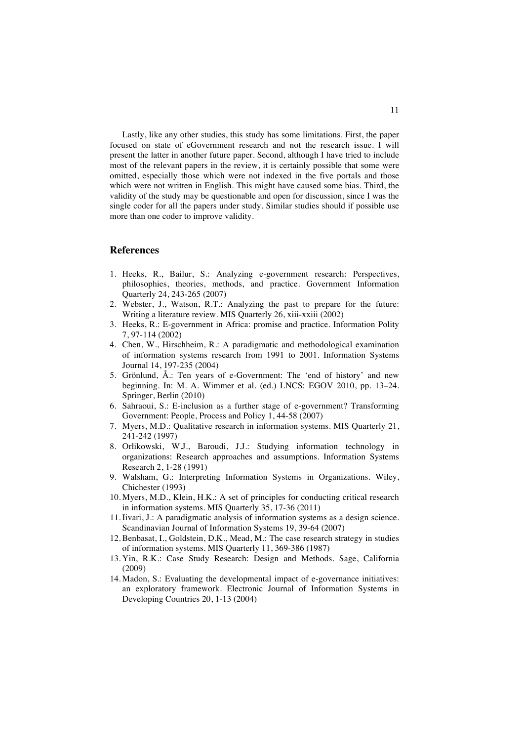Lastly, like any other studies, this study has some limitations. First, the paper focused on state of eGovernment research and not the research issue. I will present the latter in another future paper. Second, although I have tried to include most of the relevant papers in the review, it is certainly possible that some were omitted, especially those which were not indexed in the five portals and those which were not written in English. This might have caused some bias. Third, the validity of the study may be questionable and open for discussion, since I was the single coder for all the papers under study. Similar studies should if possible use more than one coder to improve validity.

## References

1. Heeks, R., Bailur, S.: Analyzing e-government research: Perspectives, philosophies, theories, methods, and practice. Government Information Quarterly 24, 243-265 (2007)
2. Webster, J., Watson, R.T.: Analyzing the past to prepare for the future: Writing a literature review. MIS Quarterly 26, xiii-xxiii (2002)
3. Heeks, R.: E-government in Africa: promise and practice. Information Polity 7, 97-114 (2002)
4. Chen, W., Hirschheim, R.: A paradigmatic and methodological examination of information systems research from 1991 to 2001. Information Systems Journal 14, 197-235 (2004)
5. Grönlund, Å.: Ten years of e-Government: The 'end of history' and new beginning. In: M. A. Wimmer et al. (ed.) LNCS: EGOV 2010, pp. 13–24. Springer, Berlin (2010)
6. Sahraoui, S.: E-inclusion as a further stage of e-government? Transforming Government: People, Process and Policy 1, 44-58 (2007)
7. Myers, M.D.: Qualitative research in information systems. MIS Quarterly 21, 241-242 (1997)
8. Orlikowski, W.J., Baroudi, J.J.: Studying information technology in organizations: Research approaches and assumptions. Information Systems Research 2, 1-28 (1991)
9. Walsham, G.: Interpreting Information Systems in Organizations. Wiley, Chichester (1993)
10. Myers, M.D., Klein, H.K.: A set of principles for conducting critical research in information systems. MIS Quarterly 35, 17-36 (2011)
11. Iivari, J.: A paradigmatic analysis of information systems as a design science. Scandinavian Journal of Information Systems 19, 39-64 (2007)
12. Benbasat, I., Goldstein, D.K., Mead, M.: The case research strategy in studies of information systems. MIS Quarterly 11, 369-386 (1987)
13. Yin, R.K.: Case Study Research: Design and Methods. Sage, California (2009)
14. Madon, S.: Evaluating the developmental impact of e-governance initiatives: an exploratory framework. Electronic Journal of Information Systems in Developing Countries 20, 1-13 (2004)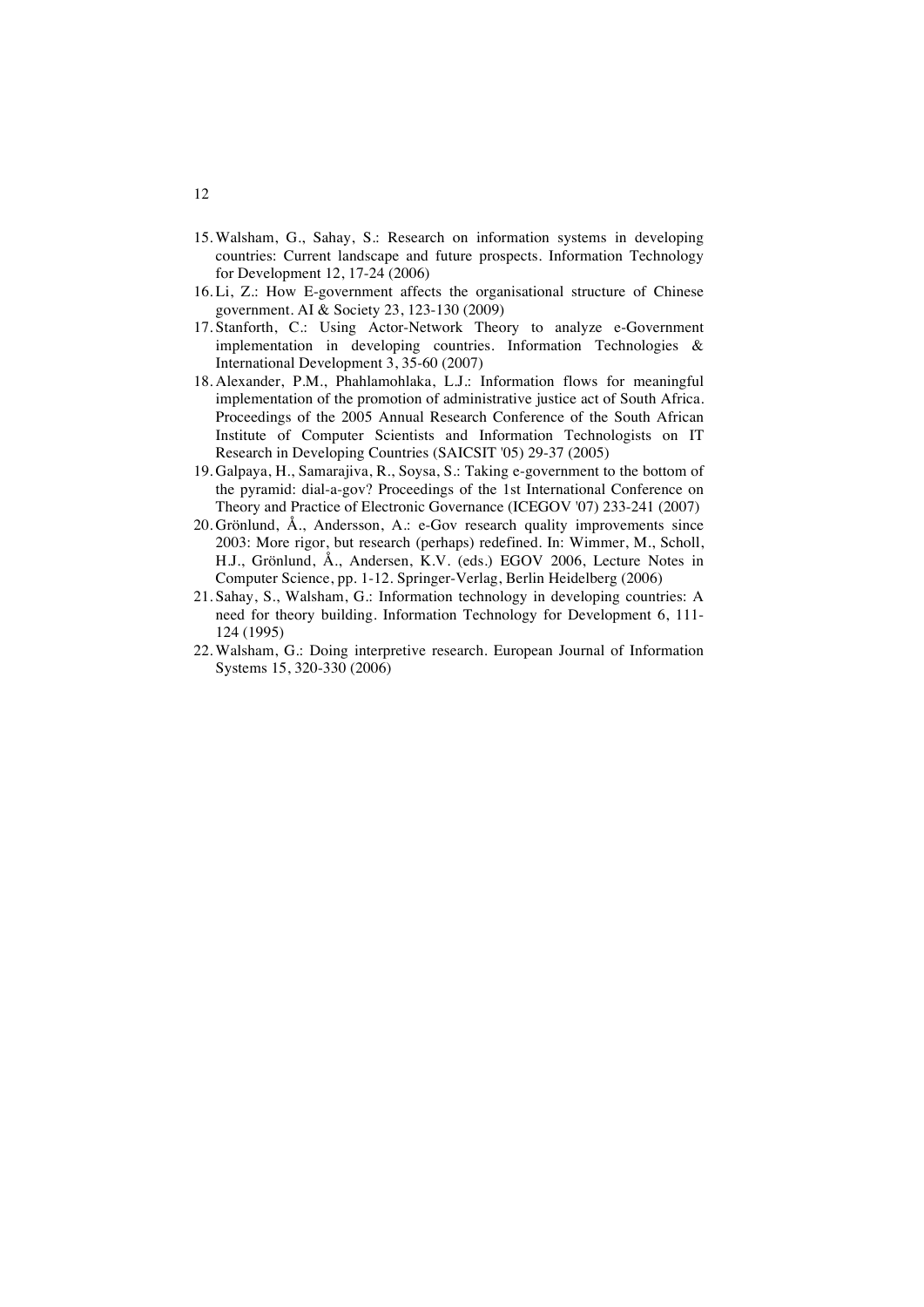15. Walsham, G., Sahay, S.: Research on information systems in developing countries: Current landscape and future prospects. Information Technology for Development 12, 17-24 (2006)
16. Li, Z.: How E-government affects the organisational structure of Chinese government. AI & Society 23, 123-130 (2009)
17. Stanforth, C.: Using Actor-Network Theory to analyze e-Government implementation in developing countries. Information Technologies & International Development 3, 35-60 (2007)
18. Alexander, P.M., Phahlamohlaka, L.J.: Information flows for meaningful implementation of the promotion of administrative justice act of South Africa. Proceedings of the 2005 Annual Research Conference of the South African Institute of Computer Scientists and Information Technologists on IT Research in Developing Countries (SAICSIT '05) 29-37 (2005)
19. Galpaya, H., Samarajiva, R., Soysa, S.: Taking e-government to the bottom of the pyramid: dial-a-gov? Proceedings of the 1st International Conference on Theory and Practice of Electronic Governance (ICEGOV '07) 233-241 (2007)
20. Grönlund, Å., Andersson, A.: e-Gov research quality improvements since 2003: More rigor, but research (perhaps) redefined. In: Wimmer, M., Scholl, H.J., Grönlund, Å., Andersen, K.V. (eds.) EGOV 2006, Lecture Notes in Computer Science, pp. 1-12. Springer-Verlag, Berlin Heidelberg (2006)
21. Sahay, S., Walsham, G.: Information technology in developing countries: A need for theory building. Information Technology for Development 6, 111-124 (1995)
22. Walsham, G.: Doing interpretive research. European Journal of Information Systems 15, 320-330 (2006)